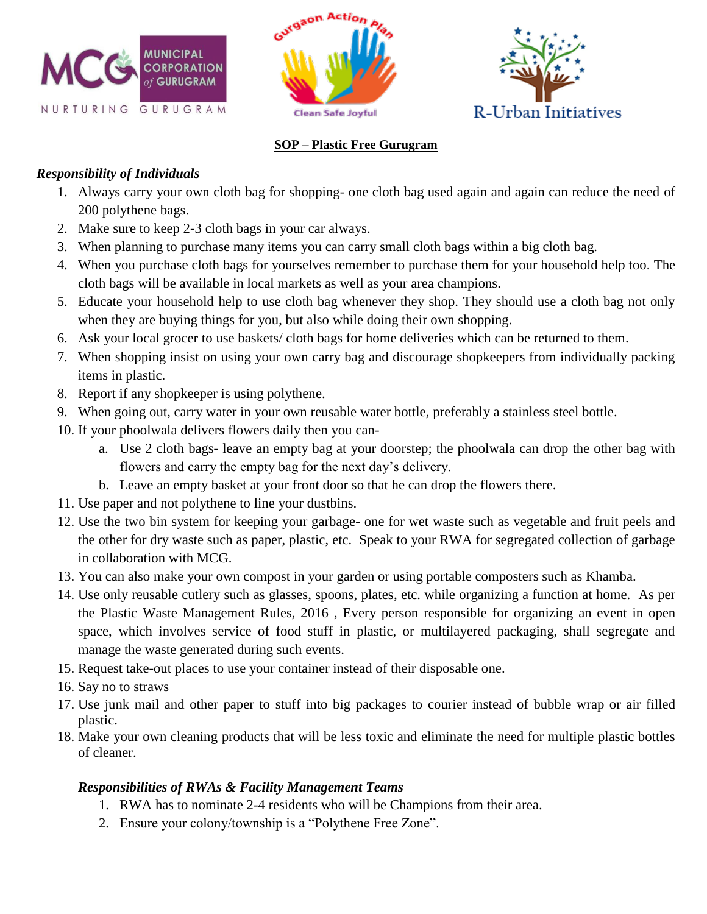# SOP – Plastic Free Gurugram

*Responsibility of Individuals*

1. Always carry your own cloth bag for shopping- one cloth bag used again and again can reduce the need of 200 polythene bags.
2. Make sure to keep 2-3 cloth bags in your car always.
3. When planning to purchase many items you can carry small cloth bags within a big cloth bag.
4. When you purchase cloth bags for yourselves remember to purchase them for your household help too. The cloth bags will be available in local markets as well as your area champions.
5. Educate your household help to use cloth bag whenever they shop. They should use a cloth bag not only when they are buying things for you, but also while doing their own shopping.
6. Ask your local grocer to use baskets/ cloth bags for home deliveries which can be returned to them.
7. When shopping insist on using your own carry bag and discourage shopkeepers from individually packing items in plastic.
8. Report if any shopkeeper is using polythene.
9. When going out, carry water in your own reusable water bottle, preferably a stainless steel bottle.
10. If your phoolwala delivers flowers daily then you can-
    a. Use 2 cloth bags- leave an empty bag at your doorstep; the phoolwala can drop the other bag with flowers and carry the empty bag for the next day's delivery.
    b. Leave an empty basket at your front door so that he can drop the flowers there.
11. Use paper and not polythene to line your dustbins.
12. Use the two bin system for keeping your garbage- one for wet waste such as vegetable and fruit peels and the other for dry waste such as paper, plastic, etc. Speak to your RWA for segregated collection of garbage in collaboration with MCG.
13. You can also make your own compost in your garden or using portable composters such as Khamba.
14. Use only reusable cutlery such as glasses, spoons, plates, etc. while organizing a function at home. As per the Plastic Waste Management Rules, 2016 , Every person responsible for organizing an event in open space, which involves service of food stuff in plastic, or multilayered packaging, shall segregate and manage the waste generated during such events.
15. Request take-out places to use your container instead of their disposable one.
16. Say no to straws
17. Use junk mail and other paper to stuff into big packages to courier instead of bubble wrap or air filled plastic.
18. Make your own cleaning products that will be less toxic and eliminate the need for multiple plastic bottles of cleaner.

*Responsibilities of RWAs & Facility Management Teams*

1. RWA has to nominate 2-4 residents who will be Champions from their area.
2. Ensure your colony/township is a "Polythene Free Zone".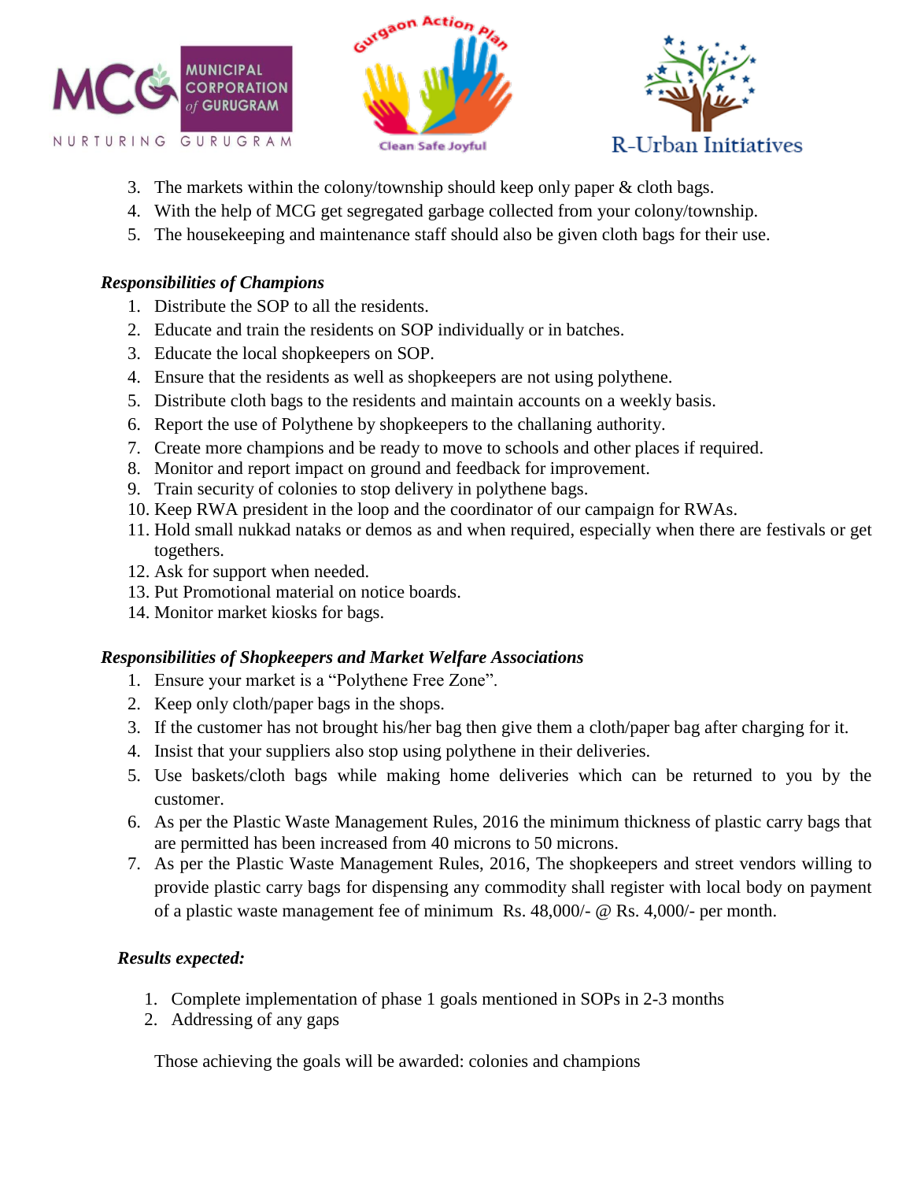3. The markets within the colony/township should keep only paper & cloth bags.
4. With the help of MCG get segregated garbage collected from your colony/township.
5. The housekeeping and maintenance staff should also be given cloth bags for their use.

***Responsibilities of Champions***

1. Distribute the SOP to all the residents.
2. Educate and train the residents on SOP individually or in batches.
3. Educate the local shopkeepers on SOP.
4. Ensure that the residents as well as shopkeepers are not using polythene.
5. Distribute cloth bags to the residents and maintain accounts on a weekly basis.
6. Report the use of Polythene by shopkeepers to the challaning authority.
7. Create more champions and be ready to move to schools and other places if required.
8. Monitor and report impact on ground and feedback for improvement.
9. Train security of colonies to stop delivery in polythene bags.
10. Keep RWA president in the loop and the coordinator of our campaign for RWAs.
11. Hold small nukkad nataks or demos as and when required, especially when there are festivals or get togethers.
12. Ask for support when needed.
13. Put Promotional material on notice boards.
14. Monitor market kiosks for bags.

***Responsibilities of Shopkeepers and Market Welfare Associations***

1. Ensure your market is a "Polythene Free Zone".
2. Keep only cloth/paper bags in the shops.
3. If the customer has not brought his/her bag then give them a cloth/paper bag after charging for it.
4. Insist that your suppliers also stop using polythene in their deliveries.
5. Use baskets/cloth bags while making home deliveries which can be returned to you by the customer.
6. As per the Plastic Waste Management Rules, 2016 the minimum thickness of plastic carry bags that are permitted has been increased from 40 microns to 50 microns.
7. As per the Plastic Waste Management Rules, 2016, The shopkeepers and street vendors willing to provide plastic carry bags for dispensing any commodity shall register with local body on payment of a plastic waste management fee of minimum Rs. 48,000/- @ Rs. 4,000/- per month.

***Results expected:***

1. Complete implementation of phase 1 goals mentioned in SOPs in 2-3 months
2. Addressing of any gaps

Those achieving the goals will be awarded: colonies and champions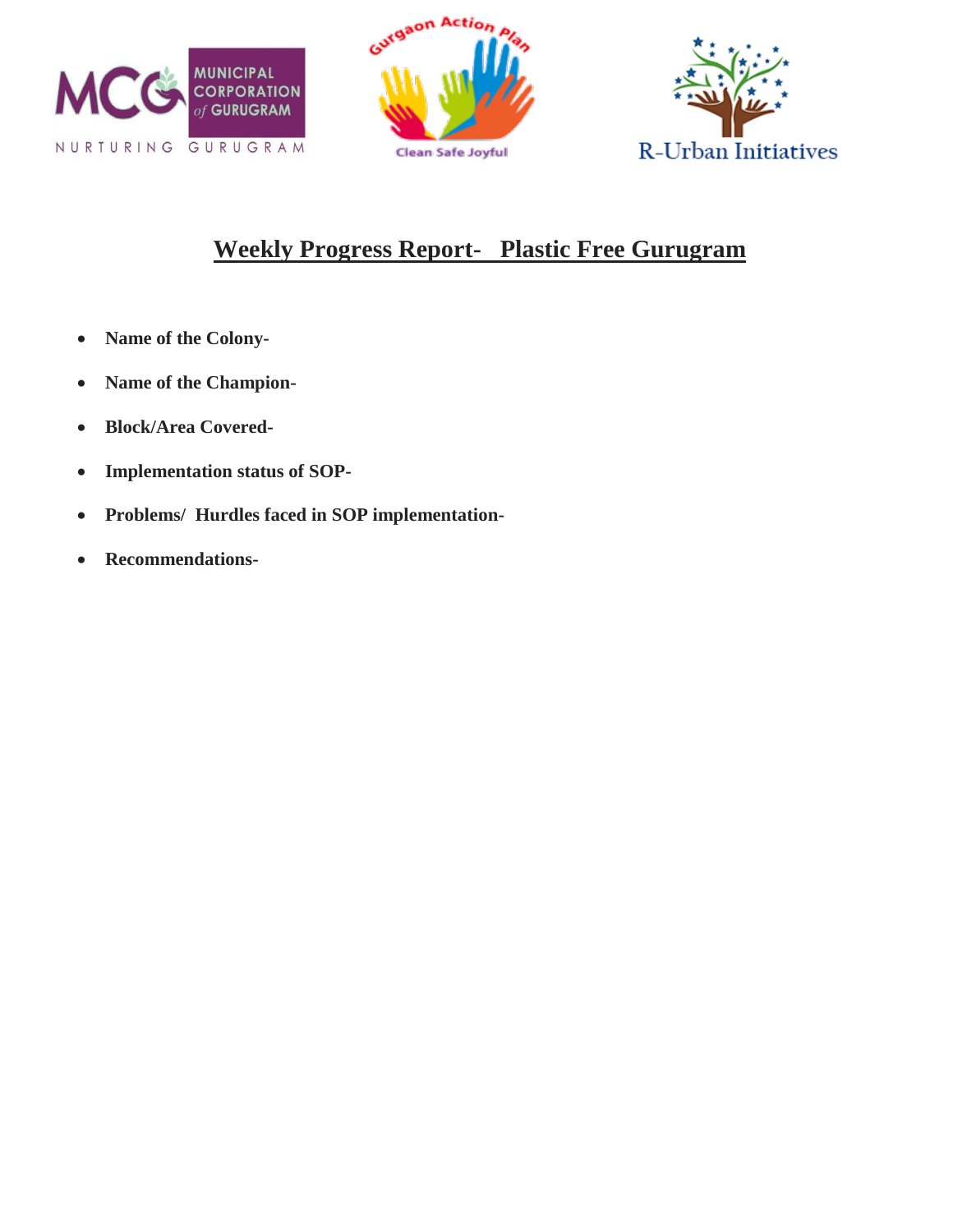# Weekly Progress Report- Plastic Free Gurugram

- **Name of the Colony-**
- **Name of the Champion-**
- **Block/Area Covered-**
- **Implementation status of SOP-**
- **Problems/ Hurdles faced in SOP implementation-**
- **Recommendations-**